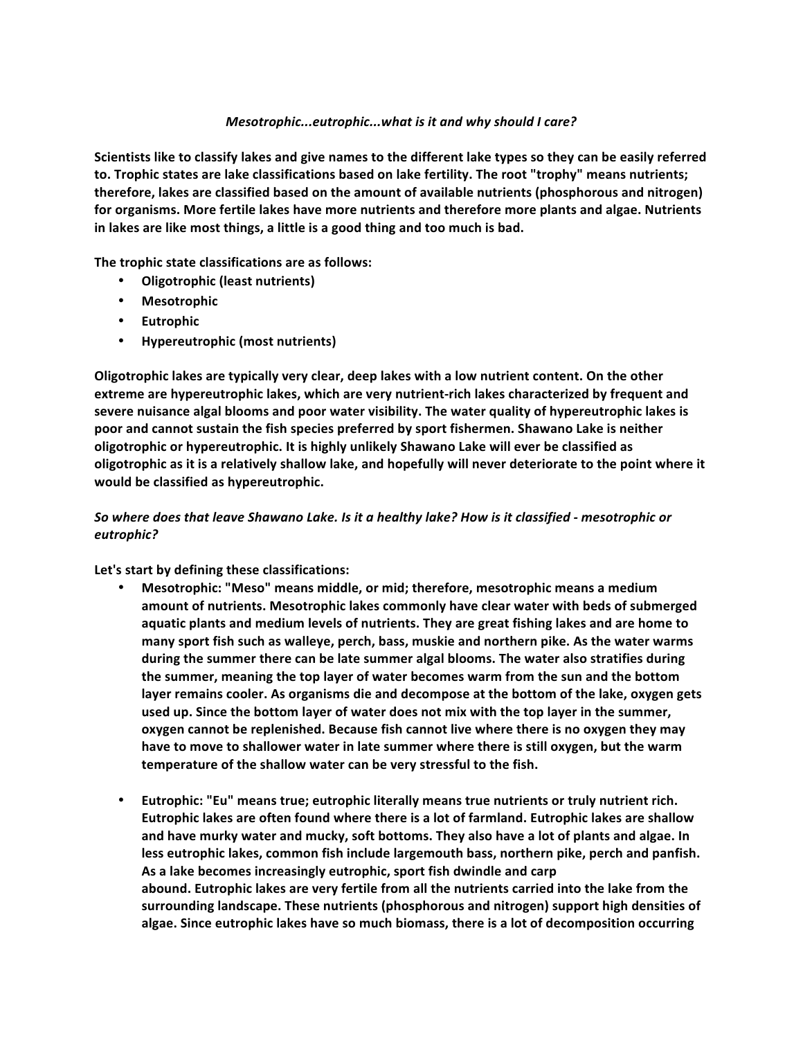*Mesotrophic...eutrophic...what is it and why should I care?*

**Scientists like to classify lakes and give names to the different lake types so they can be easily referred to. Trophic states are lake classifications based on lake fertility. The root "trophy" means nutrients; therefore, lakes are classified based on the amount of available nutrients (phosphorous and nitrogen) for organisms. More fertile lakes have more nutrients and therefore more plants and algae. Nutrients in lakes are like most things, a little is a good thing and too much is bad.**

**The trophic state classifications are as follows:**

- **Oligotrophic (least nutrients)**
- **Mesotrophic**
- **Eutrophic**
- **Hypereutrophic (most nutrients)**

**Oligotrophic lakes are typically very clear, deep lakes with a low nutrient content. On the other extreme are hypereutrophic lakes, which are very nutrient-rich lakes characterized by frequent and severe nuisance algal blooms and poor water visibility. The water quality of hypereutrophic lakes is poor and cannot sustain the fish species preferred by sport fishermen. Shawano Lake is neither oligotrophic or hypereutrophic. It is highly unlikely Shawano Lake will ever be classified as oligotrophic as it is a relatively shallow lake, and hopefully will never deteriorate to the point where it would be classified as hypereutrophic.**

***So where does that leave Shawano Lake. Is it a healthy lake? How is it classified - mesotrophic or eutrophic?***

**Let's start by defining these classifications:**

- **Mesotrophic: "Meso" means middle, or mid; therefore, mesotrophic means a medium amount of nutrients. Mesotrophic lakes commonly have clear water with beds of submerged aquatic plants and medium levels of nutrients. They are great fishing lakes and are home to many sport fish such as walleye, perch, bass, muskie and northern pike. As the water warms during the summer there can be late summer algal blooms. The water also stratifies during the summer, meaning the top layer of water becomes warm from the sun and the bottom layer remains cooler. As organisms die and decompose at the bottom of the lake, oxygen gets used up. Since the bottom layer of water does not mix with the top layer in the summer, oxygen cannot be replenished. Because fish cannot live where there is no oxygen they may have to move to shallower water in late summer where there is still oxygen, but the warm temperature of the shallow water can be very stressful to the fish.**

- **Eutrophic: "Eu" means true; eutrophic literally means true nutrients or truly nutrient rich. Eutrophic lakes are often found where there is a lot of farmland. Eutrophic lakes are shallow and have murky water and mucky, soft bottoms. They also have a lot of plants and algae. In less eutrophic lakes, common fish include largemouth bass, northern pike, perch and panfish. As a lake becomes increasingly eutrophic, sport fish dwindle and carp abound. Eutrophic lakes are very fertile from all the nutrients carried into the lake from the surrounding landscape. These nutrients (phosphorous and nitrogen) support high densities of algae. Since eutrophic lakes have so much biomass, there is a lot of decomposition occurring**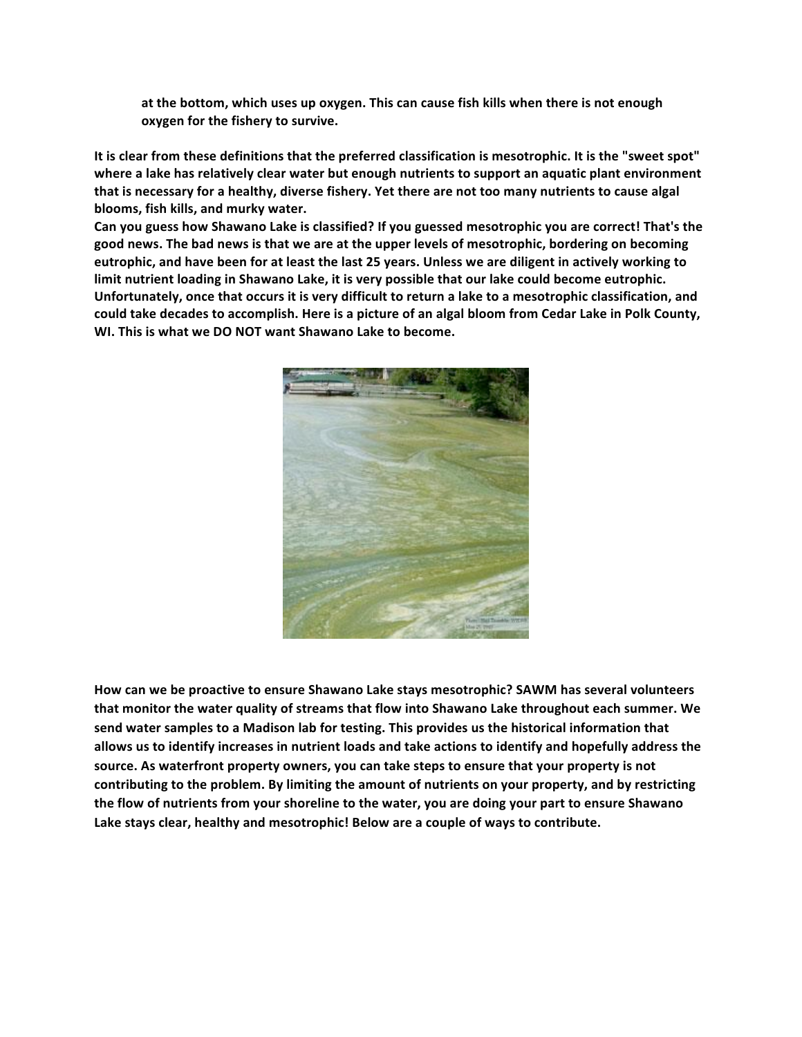**at the bottom, which uses up oxygen. This can cause fish kills when there is not enough oxygen for the fishery to survive.**

**It is clear from these definitions that the preferred classification is mesotrophic. It is the "sweet spot" where a lake has relatively clear water but enough nutrients to support an aquatic plant environment that is necessary for a healthy, diverse fishery. Yet there are not too many nutrients to cause algal blooms, fish kills, and murky water.**

**Can you guess how Shawano Lake is classified? If you guessed mesotrophic you are correct! That's the good news. The bad news is that we are at the upper levels of mesotrophic, bordering on becoming eutrophic, and have been for at least the last 25 years. Unless we are diligent in actively working to limit nutrient loading in Shawano Lake, it is very possible that our lake could become eutrophic. Unfortunately, once that occurs it is very difficult to return a lake to a mesotrophic classification, and could take decades to accomplish. Here is a picture of an algal bloom from Cedar Lake in Polk County, WI. This is what we DO NOT want Shawano Lake to become.**

**How can we be proactive to ensure Shawano Lake stays mesotrophic? SAWM has several volunteers that monitor the water quality of streams that flow into Shawano Lake throughout each summer. We send water samples to a Madison lab for testing. This provides us the historical information that allows us to identify increases in nutrient loads and take actions to identify and hopefully address the source. As waterfront property owners, you can take steps to ensure that your property is not contributing to the problem. By limiting the amount of nutrients on your property, and by restricting the flow of nutrients from your shoreline to the water, you are doing your part to ensure Shawano Lake stays clear, healthy and mesotrophic! Below are a couple of ways to contribute.**